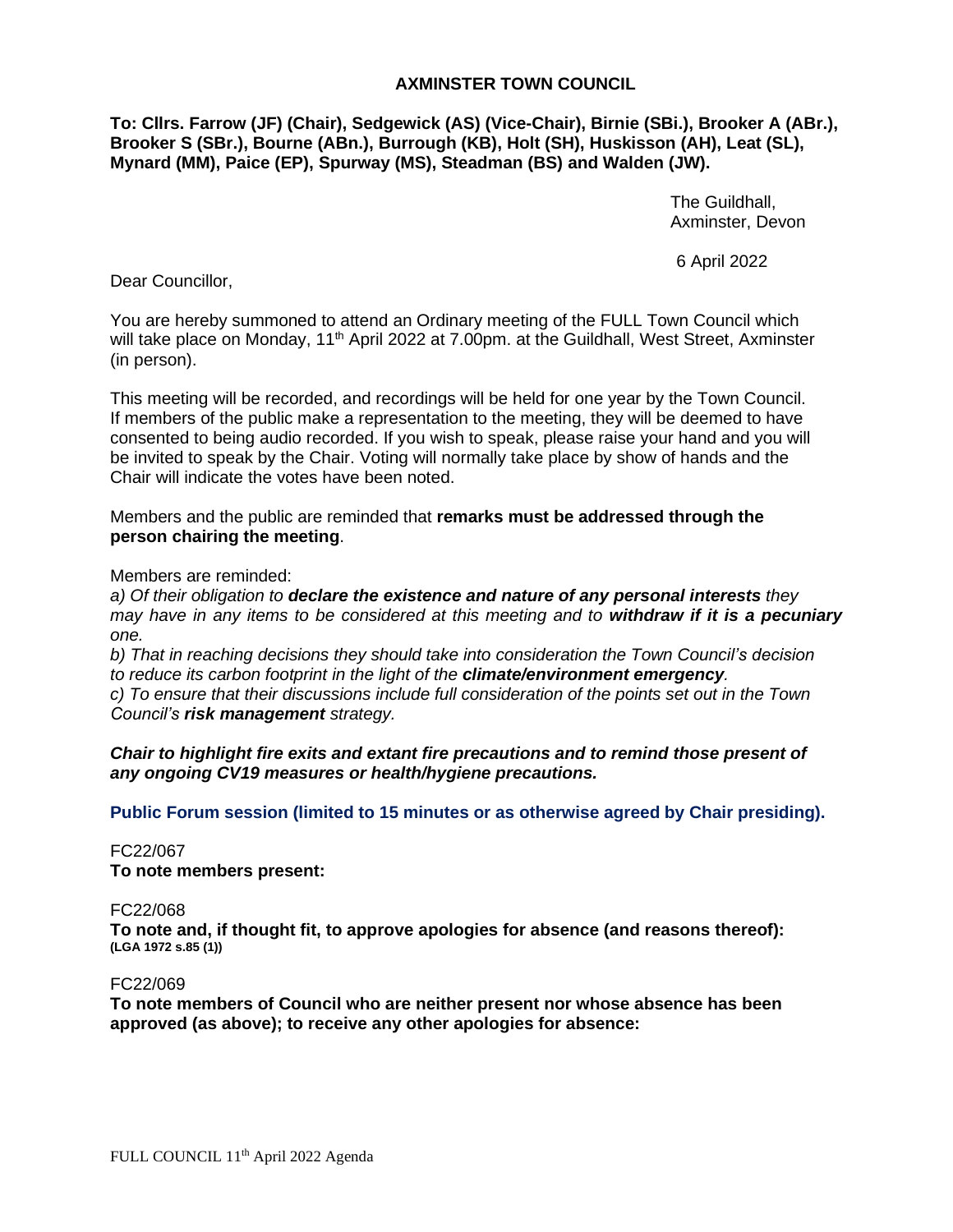# AXMINSTER TOWN COUNCIL

**To: Cllrs. Farrow (JF) (Chair), Sedgewick (AS) (Vice-Chair), Birnie (SBi.), Brooker A (ABr.), Brooker S (SBr.), Bourne (ABn.), Burrough (KB), Holt (SH), Huskisson (AH), Leat (SL), Mynard (MM), Paice (EP), Spurway (MS), Steadman (BS) and Walden (JW).**

The Guildhall,
Axminster, Devon

6 April 2022

Dear Councillor,

You are hereby summoned to attend an Ordinary meeting of the FULL Town Council which will take place on Monday, 11th April 2022 at 7.00pm. at the Guildhall, West Street, Axminster (in person).

This meeting will be recorded, and recordings will be held for one year by the Town Council. If members of the public make a representation to the meeting, they will be deemed to have consented to being audio recorded. If you wish to speak, please raise your hand and you will be invited to speak by the Chair. Voting will normally take place by show of hands and the Chair will indicate the votes have been noted.

Members and the public are reminded that **remarks must be addressed through the person chairing the meeting**.

Members are reminded:

*a) Of their obligation to **declare the existence and nature of any personal interests** they may have in any items to be considered at this meeting and to **withdraw if it is a pecuniary** one.*

*b) That in reaching decisions they should take into consideration the Town Council's decision to reduce its carbon footprint in the light of the **climate/environment emergency**.*

*c) To ensure that their discussions include full consideration of the points set out in the Town Council's **risk management** strategy.*

***Chair to highlight fire exits and extant fire precautions and to remind those present of any ongoing CV19 measures or health/hygiene precautions.***

**Public Forum session (limited to 15 minutes or as otherwise agreed by Chair presiding).**

FC22/067

**To note members present:**

FC22/068

**To note and, if thought fit, to approve apologies for absence (and reasons thereof): (LGA 1972 s.85 (1))**

FC22/069

**To note members of Council who are neither present nor whose absence has been approved (as above); to receive any other apologies for absence:**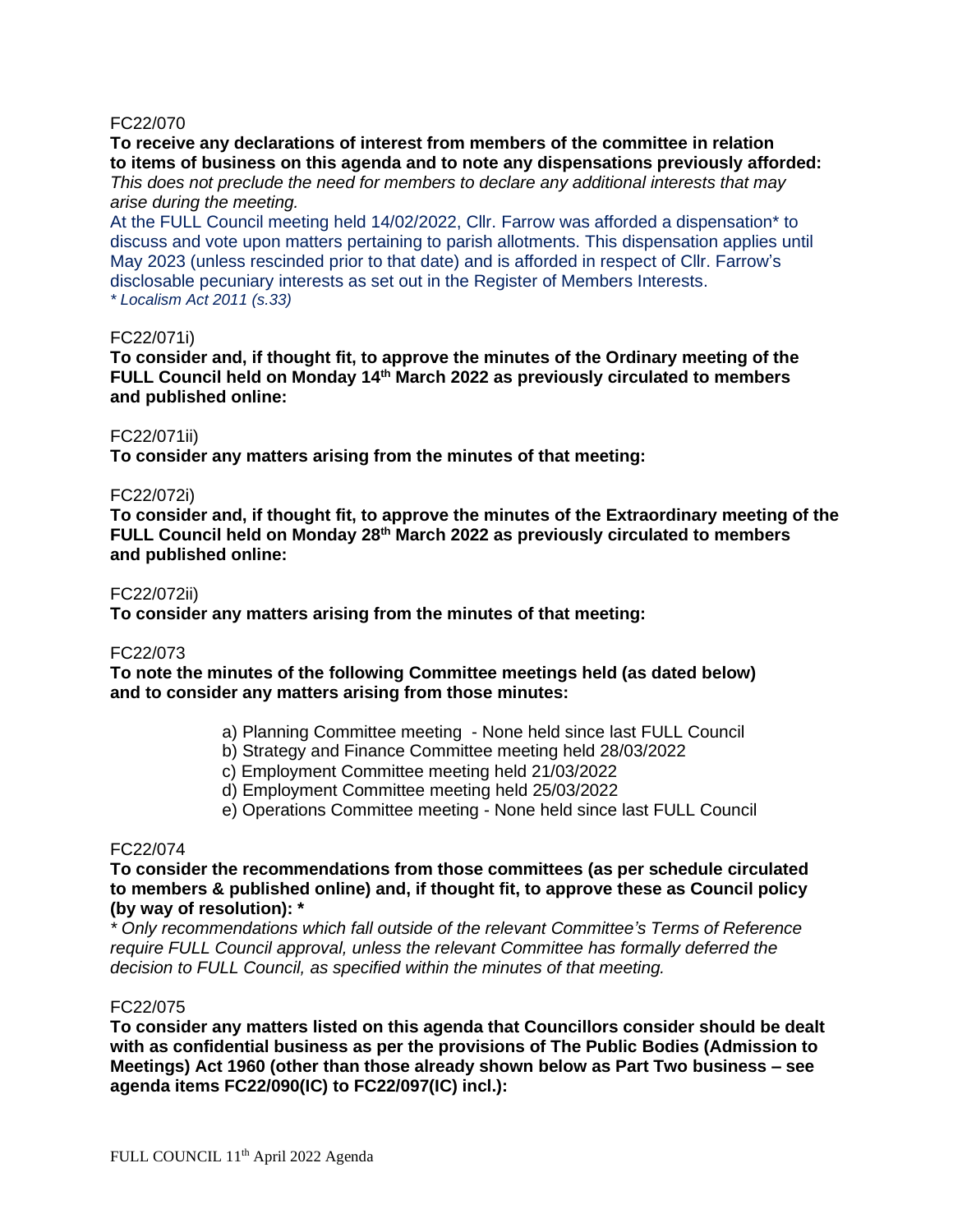FC22/070

**To receive any declarations of interest from members of the committee in relation to items of business on this agenda and to note any dispensations previously afforded:**
*This does not preclude the need for members to declare any additional interests that may arise during the meeting.*

At the FULL Council meeting held 14/02/2022, Cllr. Farrow was afforded a dispensation* to discuss and vote upon matters pertaining to parish allotments. This dispensation applies until May 2023 (unless rescinded prior to that date) and is afforded in respect of Cllr. Farrow's disclosable pecuniary interests as set out in the Register of Members Interests.
*\* Localism Act 2011 (s.33)*

FC22/071i)

**To consider and, if thought fit, to approve the minutes of the Ordinary meeting of the FULL Council held on Monday 14th March 2022 as previously circulated to members and published online:**

FC22/071ii)

**To consider any matters arising from the minutes of that meeting:**

FC22/072i)

**To consider and, if thought fit, to approve the minutes of the Extraordinary meeting of the FULL Council held on Monday 28th March 2022 as previously circulated to members and published online:**

FC22/072ii)

**To consider any matters arising from the minutes of that meeting:**

FC22/073

**To note the minutes of the following Committee meetings held (as dated below) and to consider any matters arising from those minutes:**

a) Planning Committee meeting - None held since last FULL Council
b) Strategy and Finance Committee meeting held 28/03/2022
c) Employment Committee meeting held 21/03/2022
d) Employment Committee meeting held 25/03/2022
e) Operations Committee meeting - None held since last FULL Council

FC22/074

**To consider the recommendations from those committees (as per schedule circulated to members & published online) and, if thought fit, to approve these as Council policy (by way of resolution): \***

*\* Only recommendations which fall outside of the relevant Committee's Terms of Reference require FULL Council approval, unless the relevant Committee has formally deferred the decision to FULL Council, as specified within the minutes of that meeting.*

FC22/075

**To consider any matters listed on this agenda that Councillors consider should be dealt with as confidential business as per the provisions of The Public Bodies (Admission to Meetings) Act 1960 (other than those already shown below as Part Two business – see agenda items FC22/090(IC) to FC22/097(IC) incl.):**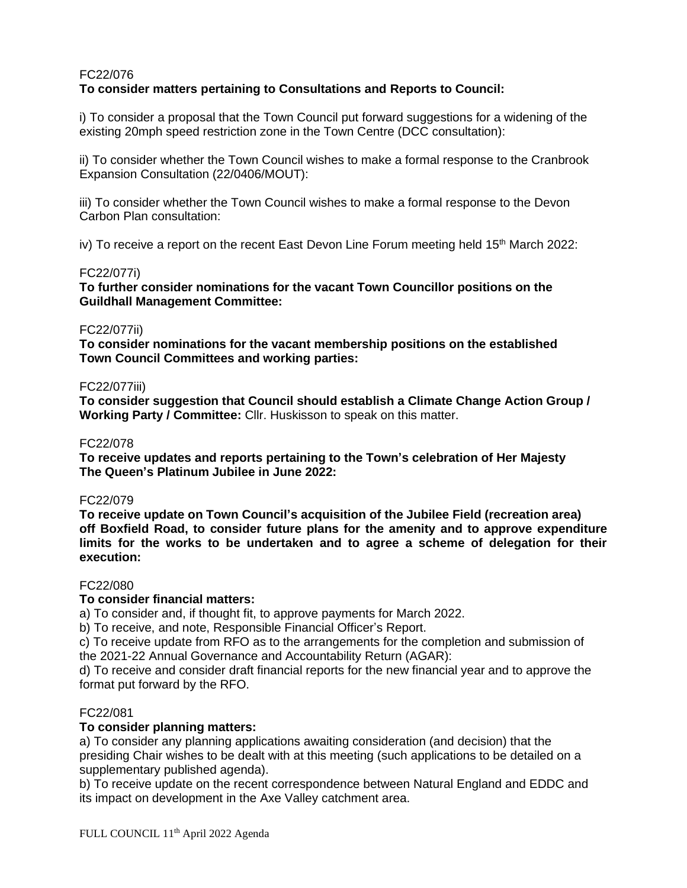FC22/076
**To consider matters pertaining to Consultations and Reports to Council:**

i) To consider a proposal that the Town Council put forward suggestions for a widening of the existing 20mph speed restriction zone in the Town Centre (DCC consultation):

ii) To consider whether the Town Council wishes to make a formal response to the Cranbrook Expansion Consultation (22/0406/MOUT):

iii) To consider whether the Town Council wishes to make a formal response to the Devon Carbon Plan consultation:

iv) To receive a report on the recent East Devon Line Forum meeting held 15th March 2022:

FC22/077i)
**To further consider nominations for the vacant Town Councillor positions on the Guildhall Management Committee:**

FC22/077ii)
**To consider nominations for the vacant membership positions on the established Town Council Committees and working parties:**

FC22/077iii)
**To consider suggestion that Council should establish a Climate Change Action Group / Working Party / Committee:** Cllr. Huskisson to speak on this matter.

FC22/078
**To receive updates and reports pertaining to the Town's celebration of Her Majesty The Queen's Platinum Jubilee in June 2022:**

FC22/079
**To receive update on Town Council's acquisition of the Jubilee Field (recreation area) off Boxfield Road, to consider future plans for the amenity and to approve expenditure limits for the works to be undertaken and to agree a scheme of delegation for their execution:**

FC22/080
**To consider financial matters:**
a) To consider and, if thought fit, to approve payments for March 2022.
b) To receive, and note, Responsible Financial Officer's Report.
c) To receive update from RFO as to the arrangements for the completion and submission of the 2021-22 Annual Governance and Accountability Return (AGAR):
d) To receive and consider draft financial reports for the new financial year and to approve the format put forward by the RFO.

FC22/081
**To consider planning matters:**
a) To consider any planning applications awaiting consideration (and decision) that the presiding Chair wishes to be dealt with at this meeting (such applications to be detailed on a supplementary published agenda).
b) To receive update on the recent correspondence between Natural England and EDDC and its impact on development in the Axe Valley catchment area.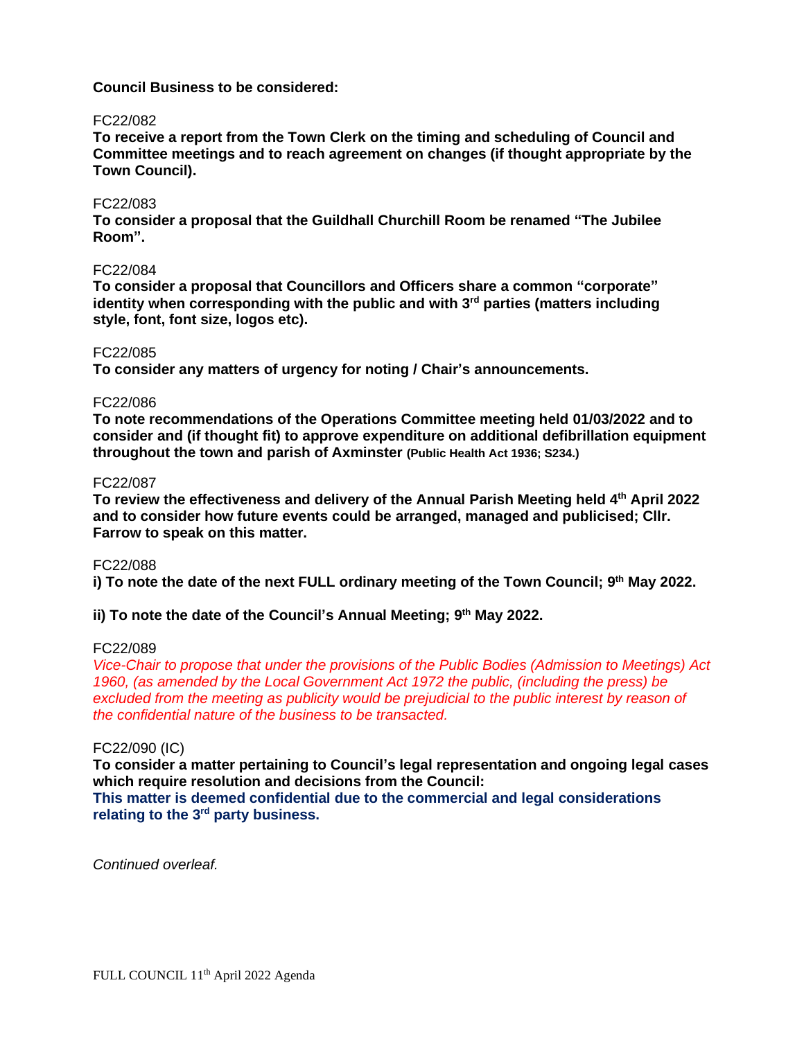**Council Business to be considered:**

FC22/082

**To receive a report from the Town Clerk on the timing and scheduling of Council and Committee meetings and to reach agreement on changes (if thought appropriate by the Town Council).**

FC22/083

**To consider a proposal that the Guildhall Churchill Room be renamed "The Jubilee Room".**

FC22/084

**To consider a proposal that Councillors and Officers share a common "corporate" identity when corresponding with the public and with 3rd parties (matters including style, font, font size, logos etc).**

FC22/085

**To consider any matters of urgency for noting / Chair's announcements.**

FC22/086

**To note recommendations of the Operations Committee meeting held 01/03/2022 and to consider and (if thought fit) to approve expenditure on additional defibrillation equipment throughout the town and parish of Axminster (Public Health Act 1936; S234.)**

FC22/087

**To review the effectiveness and delivery of the Annual Parish Meeting held 4th April 2022 and to consider how future events could be arranged, managed and publicised; Cllr. Farrow to speak on this matter.**

FC22/088

**i) To note the date of the next FULL ordinary meeting of the Town Council; 9th May 2022.**

**ii) To note the date of the Council's Annual Meeting; 9th May 2022.**

FC22/089

*Vice-Chair to propose that under the provisions of the Public Bodies (Admission to Meetings) Act 1960, (as amended by the Local Government Act 1972 the public, (including the press) be excluded from the meeting as publicity would be prejudicial to the public interest by reason of the confidential nature of the business to be transacted.*

FC22/090 (IC)

**To consider a matter pertaining to Council's legal representation and ongoing legal cases which require resolution and decisions from the Council:**

**This matter is deemed confidential due to the commercial and legal considerations relating to the 3rd party business.**

*Continued overleaf.*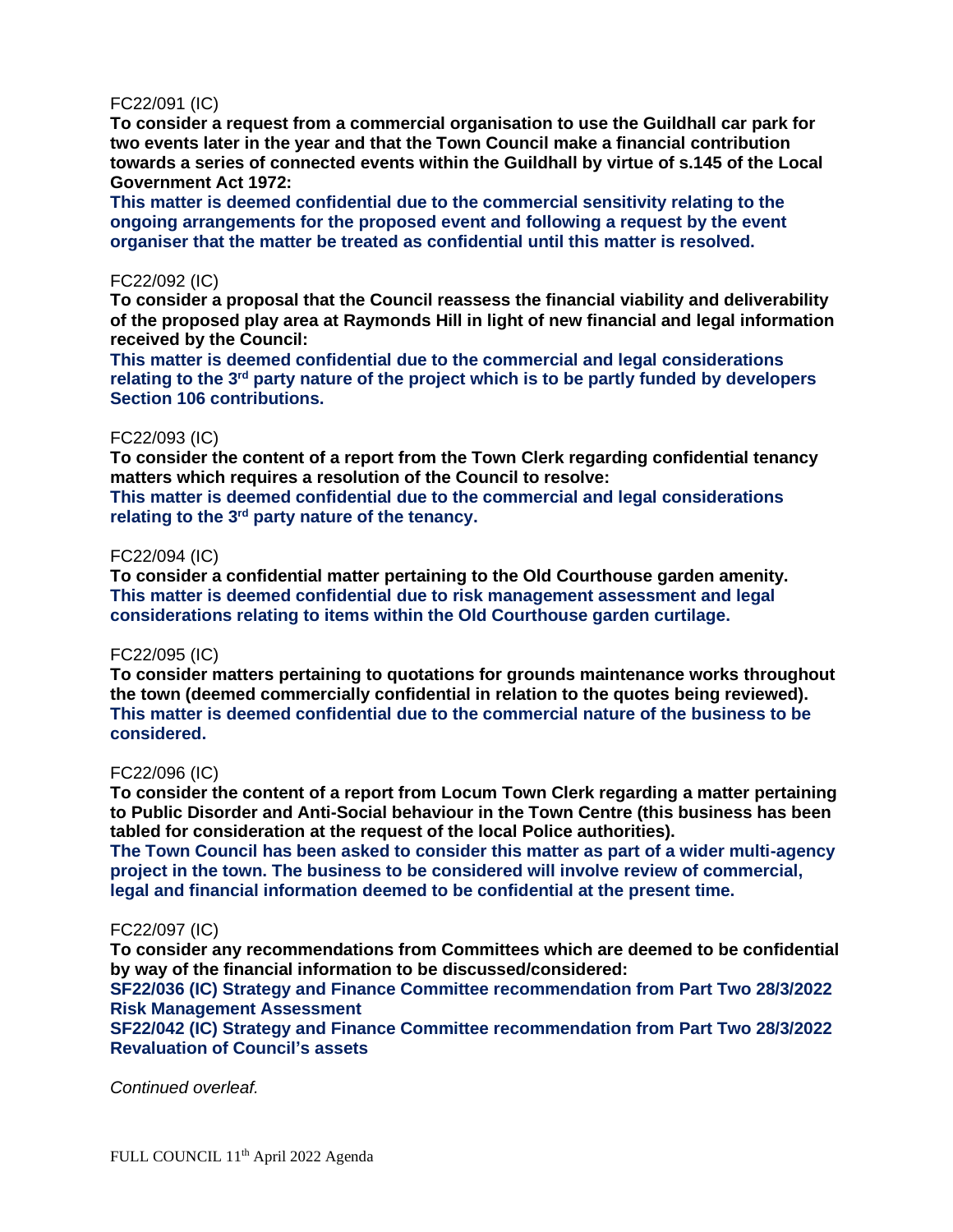FC22/091 (IC)

**To consider a request from a commercial organisation to use the Guildhall car park for two events later in the year and that the Town Council make a financial contribution towards a series of connected events within the Guildhall by virtue of s.145 of the Local Government Act 1972:**

**This matter is deemed confidential due to the commercial sensitivity relating to the ongoing arrangements for the proposed event and following a request by the event organiser that the matter be treated as confidential until this matter is resolved.**

FC22/092 (IC)

**To consider a proposal that the Council reassess the financial viability and deliverability of the proposed play area at Raymonds Hill in light of new financial and legal information received by the Council:**

**This matter is deemed confidential due to the commercial and legal considerations relating to the 3rd party nature of the project which is to be partly funded by developers Section 106 contributions.**

FC22/093 (IC)

**To consider the content of a report from the Town Clerk regarding confidential tenancy matters which requires a resolution of the Council to resolve:**

**This matter is deemed confidential due to the commercial and legal considerations relating to the 3rd party nature of the tenancy.**

FC22/094 (IC)

**To consider a confidential matter pertaining to the Old Courthouse garden amenity.**

**This matter is deemed confidential due to risk management assessment and legal considerations relating to items within the Old Courthouse garden curtilage.**

FC22/095 (IC)

**To consider matters pertaining to quotations for grounds maintenance works throughout the town (deemed commercially confidential in relation to the quotes being reviewed).**

**This matter is deemed confidential due to the commercial nature of the business to be considered.**

FC22/096 (IC)

**To consider the content of a report from Locum Town Clerk regarding a matter pertaining to Public Disorder and Anti-Social behaviour in the Town Centre (this business has been tabled for consideration at the request of the local Police authorities).**

**The Town Council has been asked to consider this matter as part of a wider multi-agency project in the town. The business to be considered will involve review of commercial, legal and financial information deemed to be confidential at the present time.**

FC22/097 (IC)

**To consider any recommendations from Committees which are deemed to be confidential by way of the financial information to be discussed/considered:**

**SF22/036 (IC) Strategy and Finance Committee recommendation from Part Two 28/3/2022 Risk Management Assessment**

**SF22/042 (IC) Strategy and Finance Committee recommendation from Part Two 28/3/2022 Revaluation of Council's assets**

*Continued overleaf.*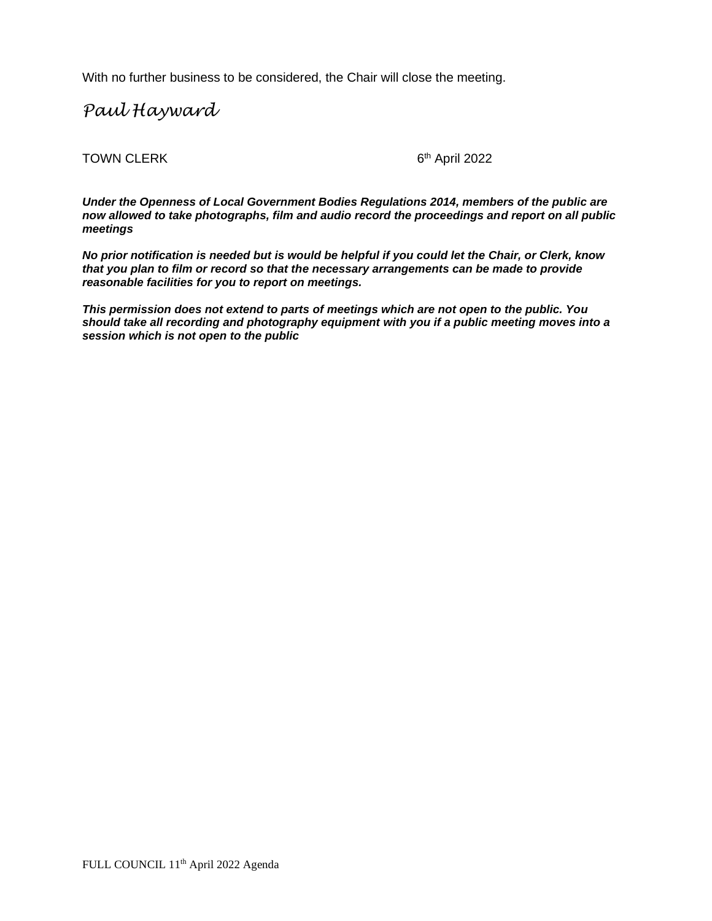With no further business to be considered, the Chair will close the meeting.

*Paul Hayward*

TOWN CLERK 6th April 2022

***Under the Openness of Local Government Bodies Regulations 2014, members of the public are now allowed to take photographs, film and audio record the proceedings and report on all public meetings***

***No prior notification is needed but is would be helpful if you could let the Chair, or Clerk, know that you plan to film or record so that the necessary arrangements can be made to provide reasonable facilities for you to report on meetings.***

***This permission does not extend to parts of meetings which are not open to the public. You should take all recording and photography equipment with you if a public meeting moves into a session which is not open to the public***